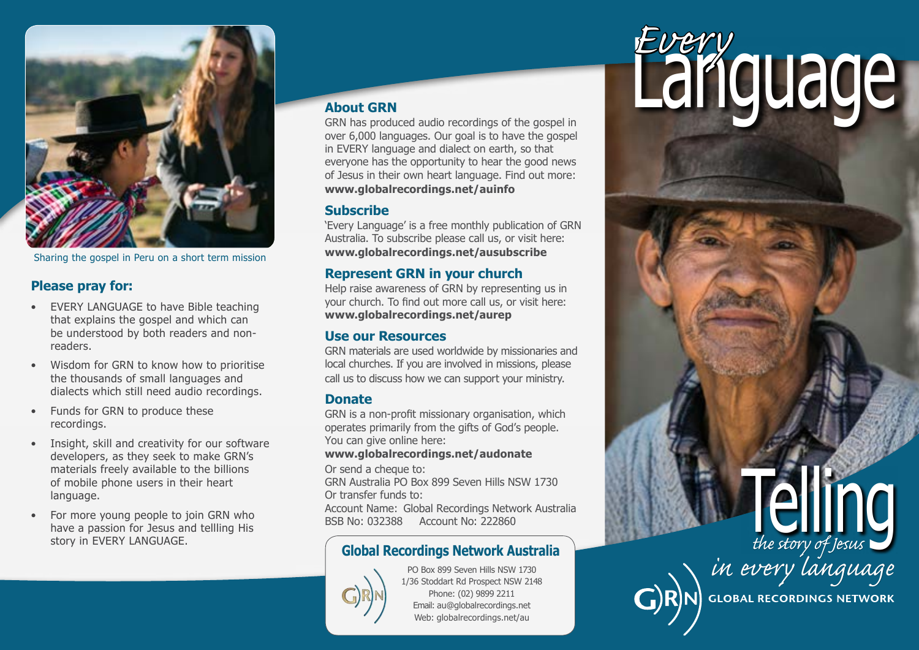Sharing the gospel in Peru on a short term mission

## Please pray for:

- EVERY LANGUAGE to have Bible teaching that explains the gospel and which can be understood by both readers and non-readers.
- Wisdom for GRN to know how to prioritise the thousands of small languages and dialects which still need audio recordings.
- Funds for GRN to produce these recordings.
- Insight, skill and creativity for our software developers, as they seek to make GRN's materials freely available to the billions of mobile phone users in their heart language.
- For more young people to join GRN who have a passion for Jesus and tellling His story in EVERY LANGUAGE.

## About GRN

GRN has produced audio recordings of the gospel in over 6,000 languages. Our goal is to have the gospel in EVERY language and dialect on earth, so that everyone has the opportunity to hear the good news of Jesus in their own heart language. Find out more: **www.globalrecordings.net/auinfo**

## Subscribe

'Every Language' is a free monthly publication of GRN Australia. To subscribe please call us, or visit here: **www.globalrecordings.net/ausubscribe**

## Represent GRN in your church

Help raise awareness of GRN by representing us in your church. To find out more call us, or visit here: **www.globalrecordings.net/aurep**

## Use our Resources

GRN materials are used worldwide by missionaries and local churches. If you are involved in missions, please call us to discuss how we can support your ministry.

## Donate

GRN is a non-profit missionary organisation, which operates primarily from the gifts of God's people. You can give online here:
**www.globalrecordings.net/audonate**

Or send a cheque to:
GRN Australia PO Box 899 Seven Hills NSW 1730
Or transfer funds to:
Account Name: Global Recordings Network Australia
BSB No: 032388 Account No: 222860

### Global Recordings Network Australia

PO Box 899 Seven Hills NSW 1730
1/36 Stoddart Rd Prospect NSW 2148
Phone: (02) 9899 2211
Email: au@globalrecordings.net
Web: globalrecordings.net/au

# *Every* Language

# Telling

*the story of Jesus*
*in every language*

GLOBAL RECORDINGS NETWORK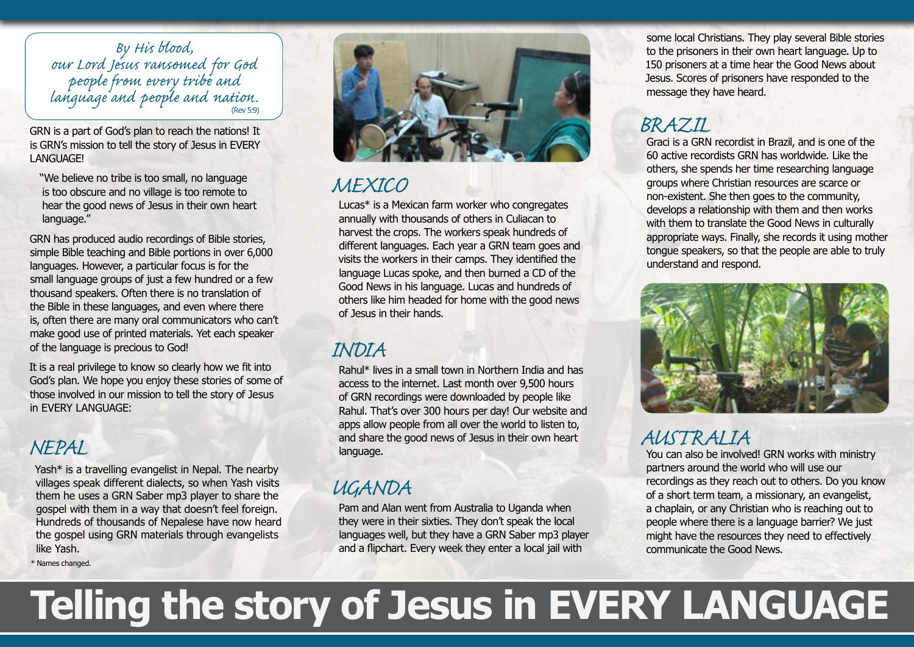*By His blood,*
*our Lord Jesus ransomed for God*
*people from every tribe and*
*language and people and nation.*
(Rev 5:9)

GRN is a part of God's plan to reach the nations! It is GRN's mission to tell the story of Jesus in EVERY LANGUAGE!

> "We believe no tribe is too small, no language is too obscure and no village is too remote to hear the good news of Jesus in their own heart language."

GRN has produced audio recordings of Bible stories, simple Bible teaching and Bible portions in over 6,000 languages. However, a particular focus is for the small language groups of just a few hundred or a few thousand speakers. Often there is no translation of the Bible in these languages, and even where there is, often there are many oral communicators who can't make good use of printed materials. Yet each speaker of the language is precious to God!

It is a real privilege to know so clearly how we fit into God's plan. We hope you enjoy these stories of some of those involved in our mission to tell the story of Jesus in EVERY LANGUAGE:

## NEPAL

Yash* is a travelling evangelist in Nepal. The nearby villages speak different dialects, so when Yash visits them he uses a GRN Saber mp3 player to share the gospel with them in a way that doesn't feel foreign. Hundreds of thousands of Nepalese have now heard the gospel using GRN materials through evangelists like Yash.

\* Names changed.

## MEXICO

Lucas* is a Mexican farm worker who congregates annually with thousands of others in Culiacan to harvest the crops. The workers speak hundreds of different languages. Each year a GRN team goes and visits the workers in their camps. They identified the language Lucas spoke, and then burned a CD of the Good News in his language. Lucas and hundreds of others like him headed for home with the good news of Jesus in their hands.

## INDIA

Rahul* lives in a small town in Northern India and has access to the internet. Last month over 9,500 hours of GRN recordings were downloaded by people like Rahul. That's over 300 hours per day! Our website and apps allow people from all over the world to listen to, and share the good news of Jesus in their own heart language.

## UGANDA

Pam and Alan went from Australia to Uganda when they were in their sixties. They don't speak the local languages well, but they have a GRN Saber mp3 player and a flipchart. Every week they enter a local jail with some local Christians. They play several Bible stories to the prisoners in their own heart language. Up to 150 prisoners at a time hear the Good News about Jesus. Scores of prisoners have responded to the message they have heard.

## BRAZIL

Graci is a GRN recordist in Brazil, and is one of the 60 active recordists GRN has worldwide. Like the others, she spends her time researching language groups where Christian resources are scarce or non-existent. She then goes to the community, develops a relationship with them and then works with them to translate the Good News in culturally appropriate ways. Finally, she records it using mother tongue speakers, so that the people are able to truly understand and respond.

## AUSTRALIA

You can also be involved! GRN works with ministry partners around the world who will use our recordings as they reach out to others. Do you know of a short term team, a missionary, an evangelist, a chaplain, or any Christian who is reaching out to people where there is a language barrier? We just might have the resources they need to effectively communicate the Good News.

# Telling the story of Jesus in EVERY LANGUAGE